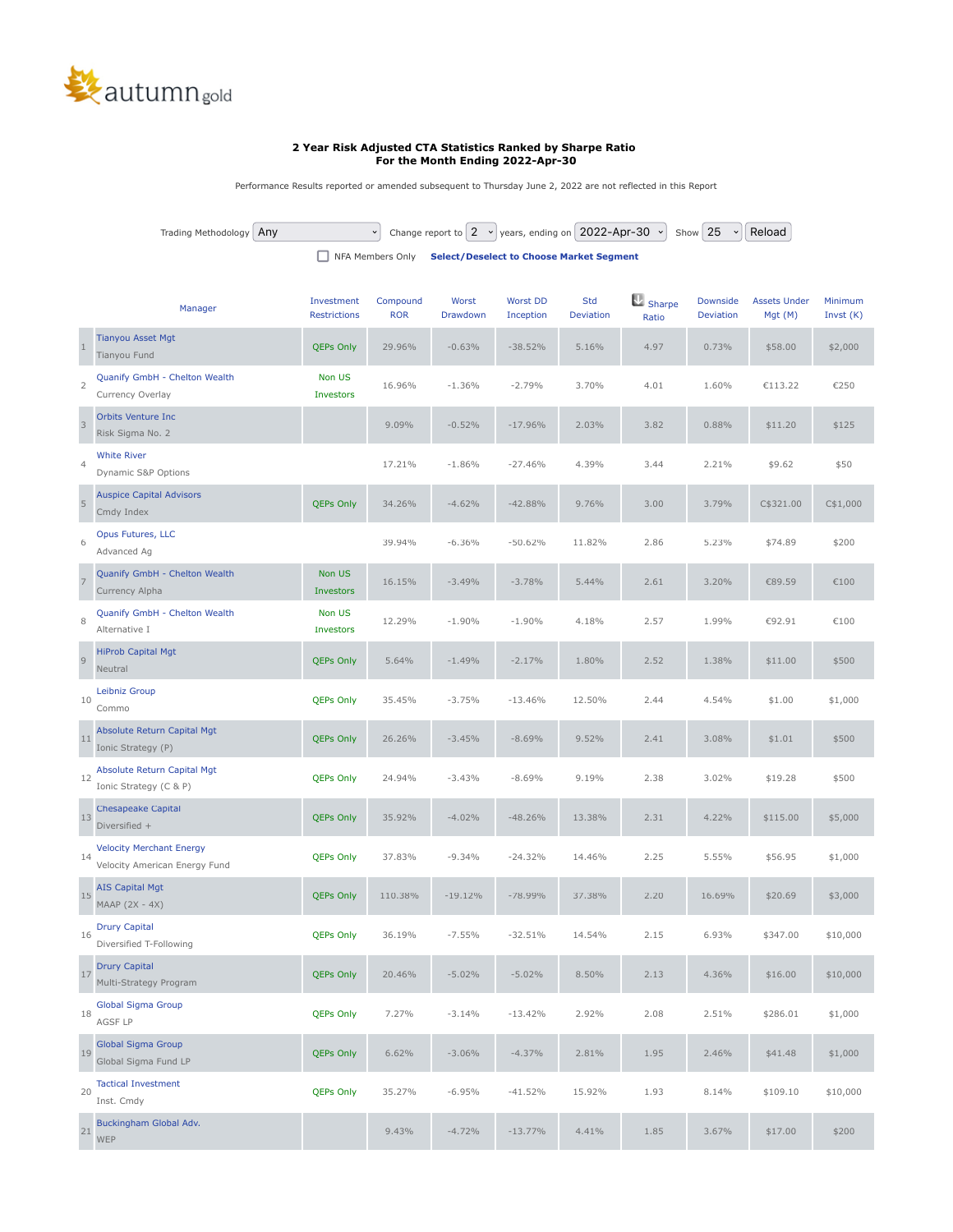autumn gold

## 2 Year Risk Adjusted CTA Statistics Ranked by Sharpe Ratio
## For the Month Ending 2022-Apr-30

Performance Results reported or amended subsequent to Thursday June 2, 2022 are not reflected in this Report

Trading Methodology Any | Change report to 2 years, ending on 2022-Apr-30 | Show 25 | Reload

NFA Members Only | **Select/Deselect to Choose Market Segment**

| | Manager | Investment Restrictions | Compound ROR | Worst Drawdown | Worst DD Inception | Std Deviation | Sharpe Ratio | Downside Deviation | Assets Under Mgt (M) | Minimum Invst (K) |
|---|---|---|---|---|---|---|---|---|---|---|
| 1 | Tianyou Asset Mgt<br>Tianyou Fund | QEPs Only | 29.96% | -0.63% | -38.52% | 5.16% | 4.97 | 0.73% | $58.00 | $2,000 |
| 2 | Quanify GmbH - Chelton Wealth<br>Currency Overlay | Non US Investors | 16.96% | -1.36% | -2.79% | 3.70% | 4.01 | 1.60% | €113.22 | €250 |
| 3 | Orbits Venture Inc<br>Risk Sigma No. 2 | | 9.09% | -0.52% | -17.96% | 2.03% | 3.82 | 0.88% | $11.20 | $125 |
| 4 | White River<br>Dynamic S&P Options | | 17.21% | -1.86% | -27.46% | 4.39% | 3.44 | 2.21% | $9.62 | $50 |
| 5 | Auspice Capital Advisors<br>Cmdy Index | QEPs Only | 34.26% | -4.62% | -42.88% | 9.76% | 3.00 | 3.79% | C$321.00 | C$1,000 |
| 6 | Opus Futures, LLC<br>Advanced Ag | | 39.94% | -6.36% | -50.62% | 11.82% | 2.86 | 5.23% | $74.89 | $200 |
| 7 | Quanify GmbH - Chelton Wealth<br>Currency Alpha | Non US Investors | 16.15% | -3.49% | -3.78% | 5.44% | 2.61 | 3.20% | €89.59 | €100 |
| 8 | Quanify GmbH - Chelton Wealth<br>Alternative I | Non US Investors | 12.29% | -1.90% | -1.90% | 4.18% | 2.57 | 1.99% | €92.91 | €100 |
| 9 | HiProb Capital Mgt<br>Neutral | QEPs Only | 5.64% | -1.49% | -2.17% | 1.80% | 2.52 | 1.38% | $11.00 | $500 |
| 10 | Leibniz Group<br>Commo | QEPs Only | 35.45% | -3.75% | -13.46% | 12.50% | 2.44 | 4.54% | $1.00 | $1,000 |
| 11 | Absolute Return Capital Mgt<br>Ionic Strategy (P) | QEPs Only | 26.26% | -3.45% | -8.69% | 9.52% | 2.41 | 3.08% | $1.01 | $500 |
| 12 | Absolute Return Capital Mgt<br>Ionic Strategy (C & P) | QEPs Only | 24.94% | -3.43% | -8.69% | 9.19% | 2.38 | 3.02% | $19.28 | $500 |
| 13 | Chesapeake Capital<br>Diversified + | QEPs Only | 35.92% | -4.02% | -48.26% | 13.38% | 2.31 | 4.22% | $115.00 | $5,000 |
| 14 | Velocity Merchant Energy<br>Velocity American Energy Fund | QEPs Only | 37.83% | -9.34% | -24.32% | 14.46% | 2.25 | 5.55% | $56.95 | $1,000 |
| 15 | AIS Capital Mgt<br>MAAP (2X - 4X) | QEPs Only | 110.38% | -19.12% | -78.99% | 37.38% | 2.20 | 16.69% | $20.69 | $3,000 |
| 16 | Drury Capital<br>Diversified T-Following | QEPs Only | 36.19% | -7.55% | -32.51% | 14.54% | 2.15 | 6.93% | $347.00 | $10,000 |
| 17 | Drury Capital<br>Multi-Strategy Program | QEPs Only | 20.46% | -5.02% | -5.02% | 8.50% | 2.13 | 4.36% | $16.00 | $10,000 |
| 18 | Global Sigma Group<br>AGSF LP | QEPs Only | 7.27% | -3.14% | -13.42% | 2.92% | 2.08 | 2.51% | $286.01 | $1,000 |
| 19 | Global Sigma Group<br>Global Sigma Fund LP | QEPs Only | 6.62% | -3.06% | -4.37% | 2.81% | 1.95 | 2.46% | $41.48 | $1,000 |
| 20 | Tactical Investment<br>Inst. Cmdy | QEPs Only | 35.27% | -6.95% | -41.52% | 15.92% | 1.93 | 8.14% | $109.10 | $10,000 |
| 21 | Buckingham Global Adv.<br>WEP | | 9.43% | -4.72% | -13.77% | 4.41% | 1.85 | 3.67% | $17.00 | $200 |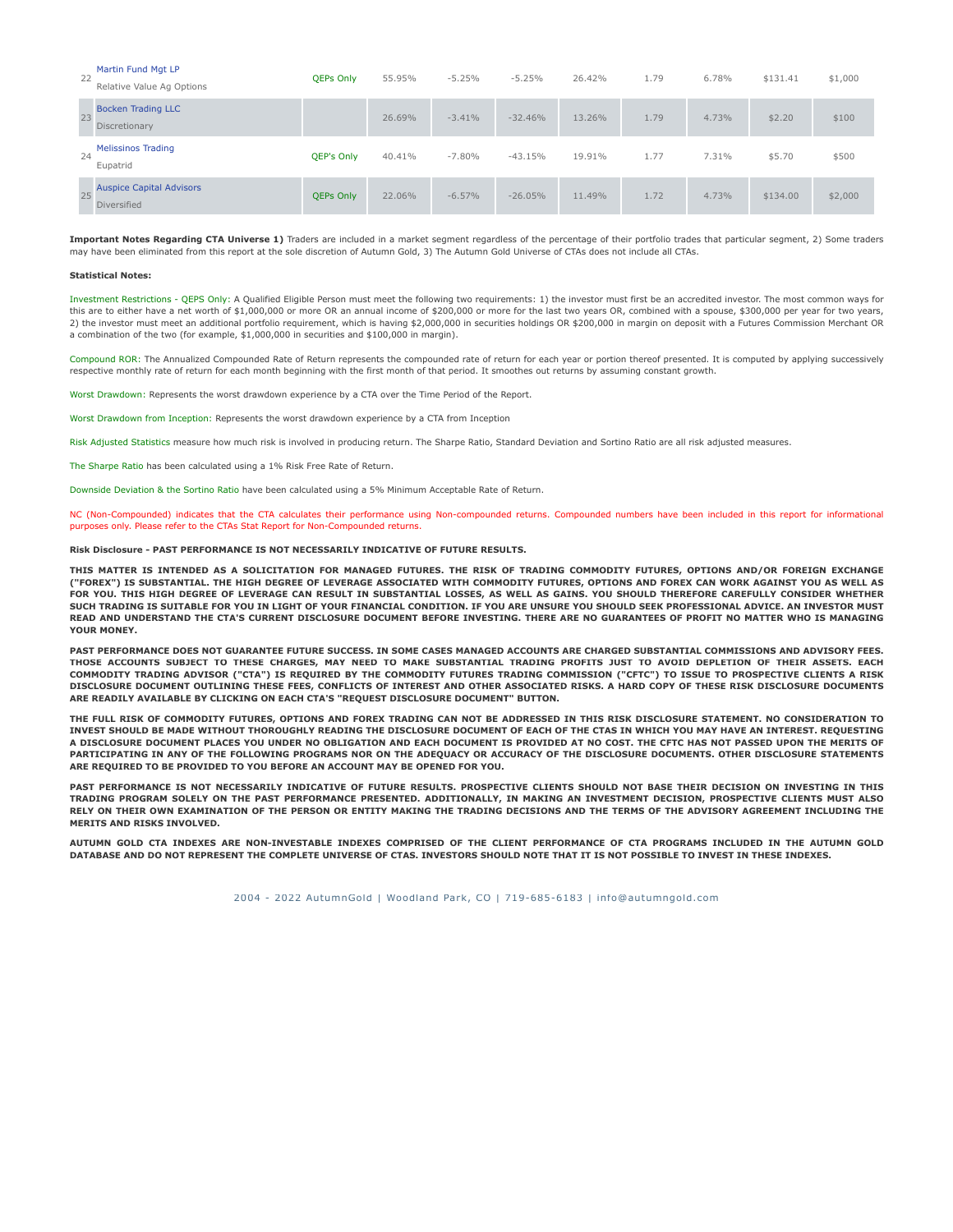| | | | | | | | | | | |
|---|---|---|---|---|---|---|---|---|---|---|
| 22 | Martin Fund Mgt LP<br>Relative Value Ag Options | QEPs Only | 55.95% | -5.25% | -5.25% | 26.42% | 1.79 | 6.78% | $131.41 | $1,000 |
| 23 | Bocken Trading LLC<br>Discretionary | | 26.69% | -3.41% | -32.46% | 13.26% | 1.79 | 4.73% | $2.20 | $100 |
| 24 | Melissinos Trading<br>Eupatrid | QEP's Only | 40.41% | -7.80% | -43.15% | 19.91% | 1.77 | 7.31% | $5.70 | $500 |
| 25 | Auspice Capital Advisors<br>Diversified | QEPs Only | 22.06% | -6.57% | -26.05% | 11.49% | 1.72 | 4.73% | $134.00 | $2,000 |

**Important Notes Regarding CTA Universe 1)** Traders are included in a market segment regardless of the percentage of their portfolio trades that particular segment, 2) Some traders may have been eliminated from this report at the sole discretion of Autumn Gold, 3) The Autumn Gold Universe of CTAs does not include all CTAs.

**Statistical Notes:**

Investment Restrictions - QEPS Only: A Qualified Eligible Person must meet the following two requirements: 1) the investor must first be an accredited investor. The most common ways for this are to either have a net worth of $1,000,000 or more OR an annual income of $200,000 or more for the last two years OR, combined with a spouse, $300,000 per year for two years, 2) the investor must meet an additional portfolio requirement, which is having $2,000,000 in securities holdings OR $200,000 in margin on deposit with a Futures Commission Merchant OR a combination of the two (for example, $1,000,000 in securities and $100,000 in margin).

Compound ROR: The Annualized Compounded Rate of Return represents the compounded rate of return for each year or portion thereof presented. It is computed by applying successively respective monthly rate of return for each month beginning with the first month of that period. It smoothes out returns by assuming constant growth.

Worst Drawdown: Represents the worst drawdown experience by a CTA over the Time Period of the Report.

Worst Drawdown from Inception: Represents the worst drawdown experience by a CTA from Inception

Risk Adjusted Statistics measure how much risk is involved in producing return. The Sharpe Ratio, Standard Deviation and Sortino Ratio are all risk adjusted measures.

The Sharpe Ratio has been calculated using a 1% Risk Free Rate of Return.

Downside Deviation & the Sortino Ratio have been calculated using a 5% Minimum Acceptable Rate of Return.

NC (Non-Compounded) indicates that the CTA calculates their performance using Non-compounded returns. Compounded numbers have been included in this report for informational purposes only. Please refer to the CTAs Stat Report for Non-Compounded returns.

**Risk Disclosure - PAST PERFORMANCE IS NOT NECESSARILY INDICATIVE OF FUTURE RESULTS.**

**THIS MATTER IS INTENDED AS A SOLICITATION FOR MANAGED FUTURES. THE RISK OF TRADING COMMODITY FUTURES, OPTIONS AND/OR FOREIGN EXCHANGE ("FOREX") IS SUBSTANTIAL. THE HIGH DEGREE OF LEVERAGE ASSOCIATED WITH COMMODITY FUTURES, OPTIONS AND FOREX CAN WORK AGAINST YOU AS WELL AS FOR YOU. THIS HIGH DEGREE OF LEVERAGE CAN RESULT IN SUBSTANTIAL LOSSES, AS WELL AS GAINS. YOU SHOULD THEREFORE CAREFULLY CONSIDER WHETHER SUCH TRADING IS SUITABLE FOR YOU IN LIGHT OF YOUR FINANCIAL CONDITION. IF YOU ARE UNSURE YOU SHOULD SEEK PROFESSIONAL ADVICE. AN INVESTOR MUST READ AND UNDERSTAND THE CTA'S CURRENT DISCLOSURE DOCUMENT BEFORE INVESTING. THERE ARE NO GUARANTEES OF PROFIT NO MATTER WHO IS MANAGING YOUR MONEY.**

**PAST PERFORMANCE DOES NOT GUARANTEE FUTURE SUCCESS. IN SOME CASES MANAGED ACCOUNTS ARE CHARGED SUBSTANTIAL COMMISSIONS AND ADVISORY FEES. THOSE ACCOUNTS SUBJECT TO THESE CHARGES, MAY NEED TO MAKE SUBSTANTIAL TRADING PROFITS JUST TO AVOID DEPLETION OF THEIR ASSETS. EACH COMMODITY TRADING ADVISOR ("CTA") IS REQUIRED BY THE COMMODITY FUTURES TRADING COMMISSION ("CFTC") TO ISSUE TO PROSPECTIVE CLIENTS A RISK DISCLOSURE DOCUMENT OUTLINING THESE FEES, CONFLICTS OF INTEREST AND OTHER ASSOCIATED RISKS. A HARD COPY OF THESE RISK DISCLOSURE DOCUMENTS ARE READILY AVAILABLE BY CLICKING ON EACH CTA'S "REQUEST DISCLOSURE DOCUMENT" BUTTON.**

**THE FULL RISK OF COMMODITY FUTURES, OPTIONS AND FOREX TRADING CAN NOT BE ADDRESSED IN THIS RISK DISCLOSURE STATEMENT. NO CONSIDERATION TO INVEST SHOULD BE MADE WITHOUT THOROUGHLY READING THE DISCLOSURE DOCUMENT OF EACH OF THE CTAS IN WHICH YOU MAY HAVE AN INTEREST. REQUESTING A DISCLOSURE DOCUMENT PLACES YOU UNDER NO OBLIGATION AND EACH DOCUMENT IS PROVIDED AT NO COST. THE CFTC HAS NOT PASSED UPON THE MERITS OF PARTICIPATING IN ANY OF THE FOLLOWING PROGRAMS NOR ON THE ADEQUACY OR ACCURACY OF THE DISCLOSURE DOCUMENTS. OTHER DISCLOSURE STATEMENTS ARE REQUIRED TO BE PROVIDED TO YOU BEFORE AN ACCOUNT MAY BE OPENED FOR YOU.**

**PAST PERFORMANCE IS NOT NECESSARILY INDICATIVE OF FUTURE RESULTS. PROSPECTIVE CLIENTS SHOULD NOT BASE THEIR DECISION ON INVESTING IN THIS TRADING PROGRAM SOLELY ON THE PAST PERFORMANCE PRESENTED. ADDITIONALLY, IN MAKING AN INVESTMENT DECISION, PROSPECTIVE CLIENTS MUST ALSO RELY ON THEIR OWN EXAMINATION OF THE PERSON OR ENTITY MAKING THE TRADING DECISIONS AND THE TERMS OF THE ADVISORY AGREEMENT INCLUDING THE MERITS AND RISKS INVOLVED.**

**AUTUMN GOLD CTA INDEXES ARE NON-INVESTABLE INDEXES COMPRISED OF THE CLIENT PERFORMANCE OF CTA PROGRAMS INCLUDED IN THE AUTUMN GOLD DATABASE AND DO NOT REPRESENT THE COMPLETE UNIVERSE OF CTAS. INVESTORS SHOULD NOTE THAT IT IS NOT POSSIBLE TO INVEST IN THESE INDEXES.**

2004 - 2022 AutumnGold | Woodland Park, CO | 719-685-6183 | info@autumngold.com